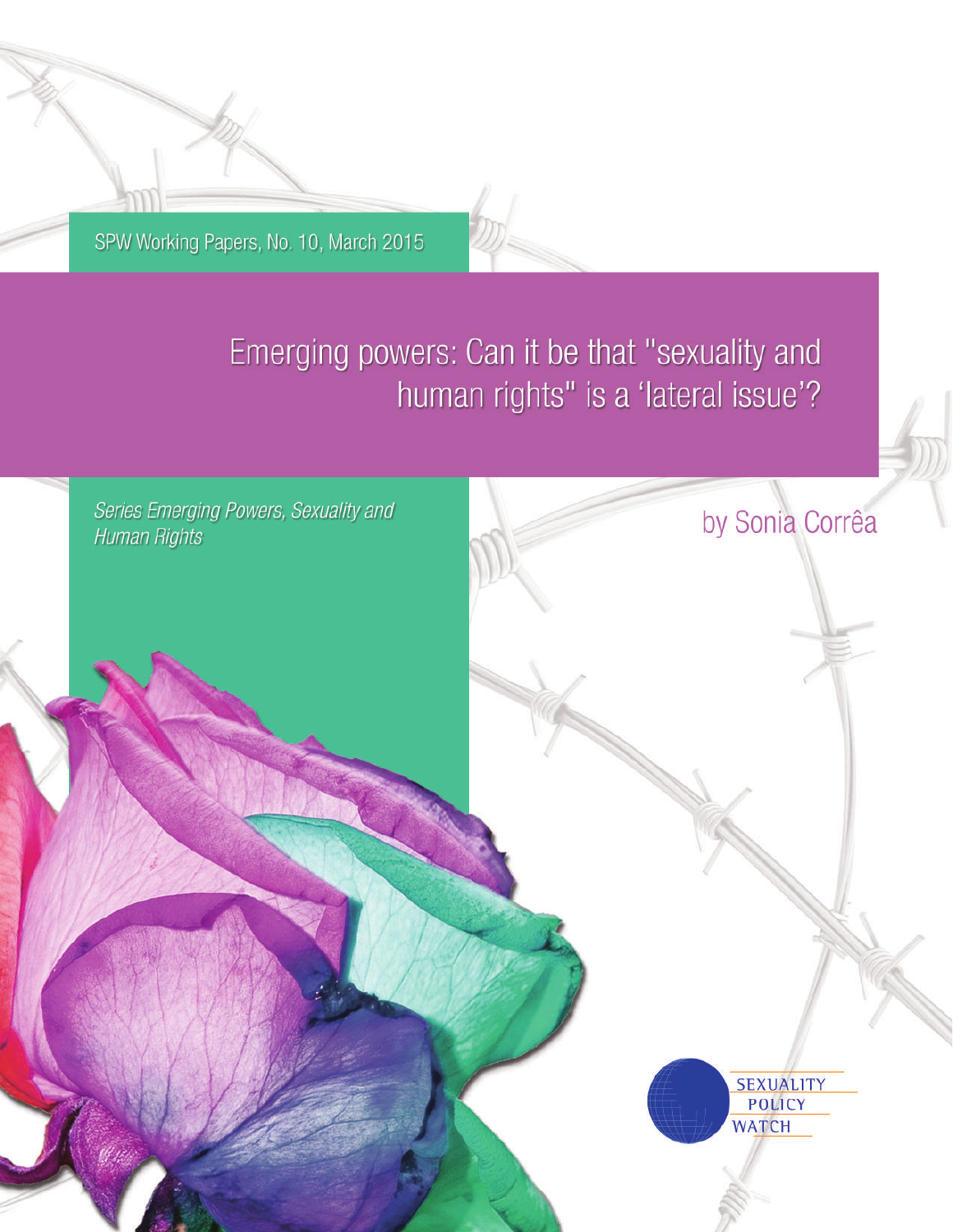SPW Working Papers, No. 10, March 2015

# Emerging powers: Can it be that "sexuality and human rights" is a 'lateral issue'?

*Series Emerging Powers, Sexuality and Human Rights*

by Sonia Corrêa

SEXUALITY POLICY WATCH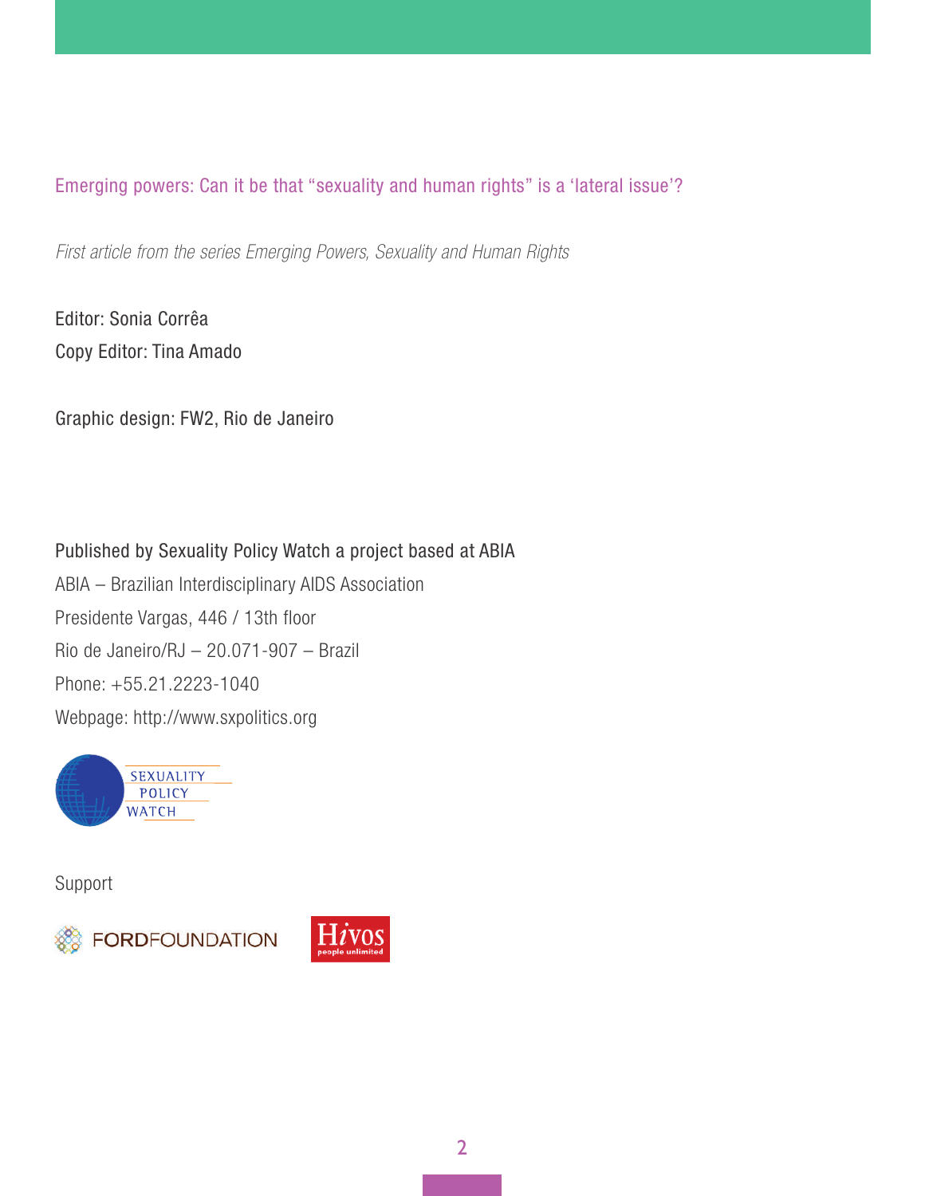Emerging powers: Can it be that "sexuality and human rights" is a 'lateral issue'?

*First article from the series Emerging Powers, Sexuality and Human Rights*

Editor: Sonia Corrêa
Copy Editor: Tina Amado

Graphic design: FW2, Rio de Janeiro

Published by Sexuality Policy Watch a project based at ABIA
ABIA – Brazilian Interdisciplinary AIDS Association
Presidente Vargas, 446 / 13th floor
Rio de Janeiro/RJ – 20.071-907 – Brazil
Phone: +55.21.2223-1040
Webpage: http://www.sxpolitics.org

SEXUALITY POLICY WATCH

Support

FORDFOUNDATION

Hivos people unlimited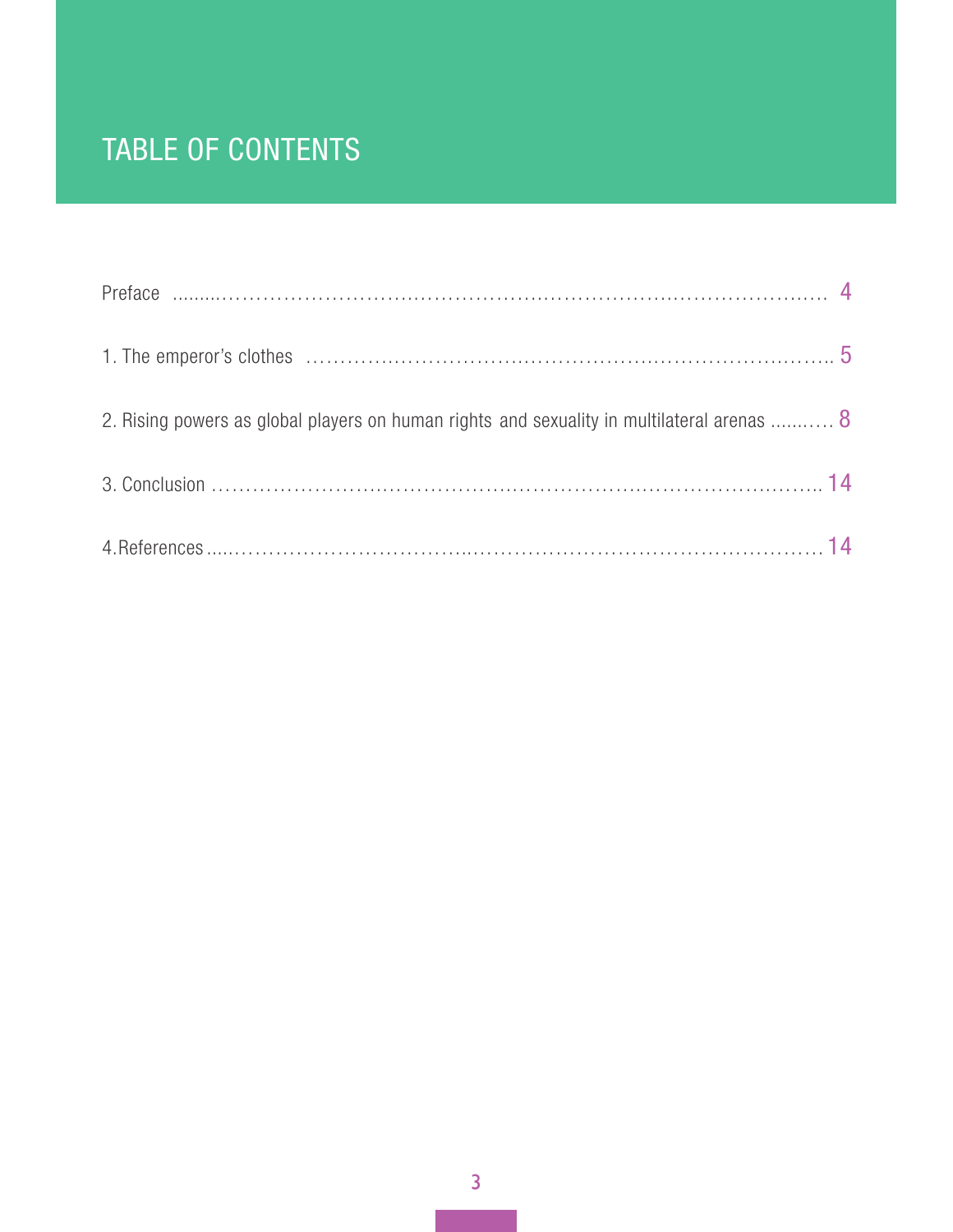# TABLE OF CONTENTS

Preface ........................................................................................ 4

1. The emperor's clothes ........................................................................ 5

2. Rising powers as global players on human rights and sexuality in multilateral arenas .......... 8

3. Conclusion .................................................................................... 14

4. References .................................................................................... 14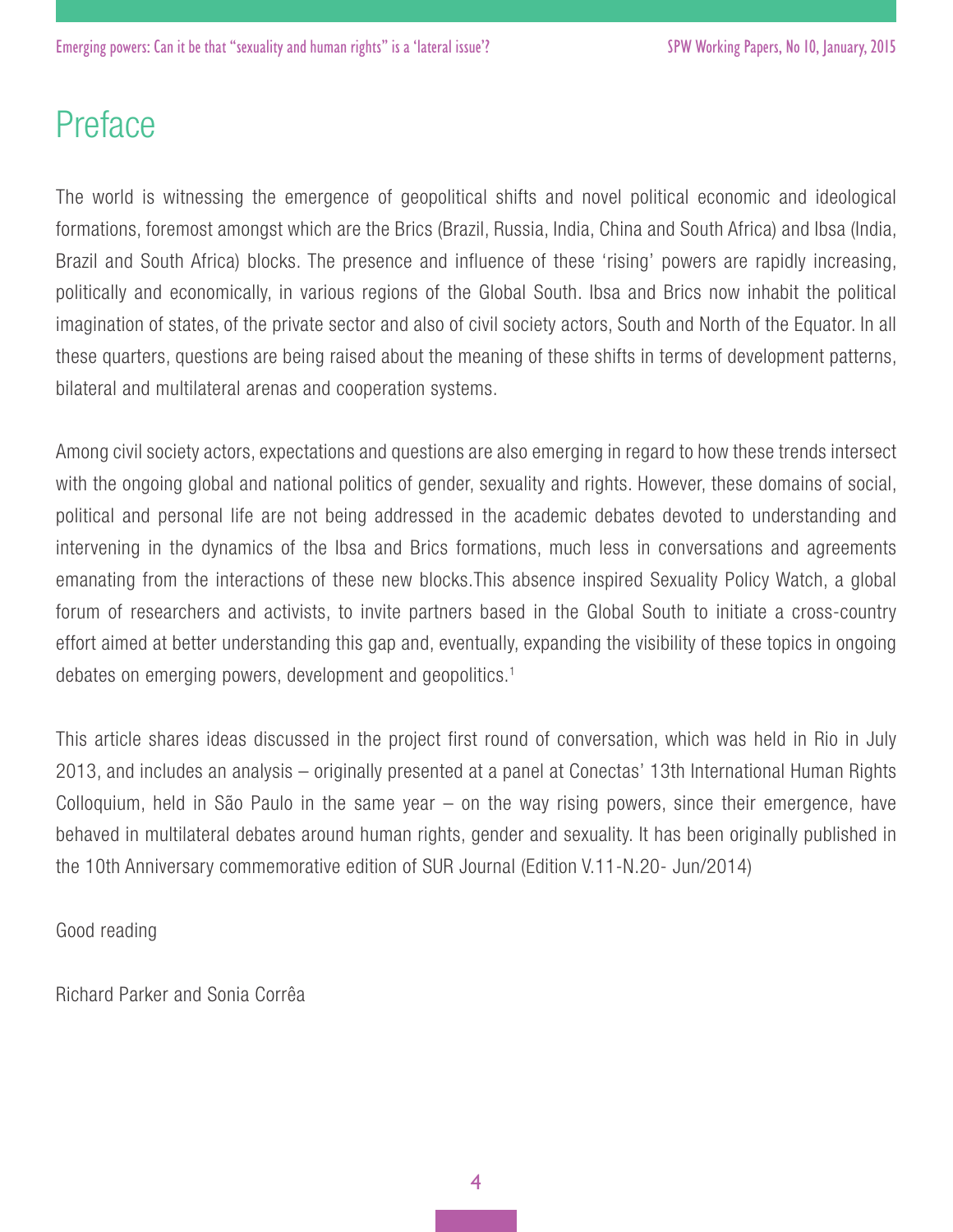# Preface

The world is witnessing the emergence of geopolitical shifts and novel political economic and ideological formations, foremost amongst which are the Brics (Brazil, Russia, India, China and South Africa) and Ibsa (India, Brazil and South Africa) blocks. The presence and influence of these 'rising' powers are rapidly increasing, politically and economically, in various regions of the Global South. Ibsa and Brics now inhabit the political imagination of states, of the private sector and also of civil society actors, South and North of the Equator. In all these quarters, questions are being raised about the meaning of these shifts in terms of development patterns, bilateral and multilateral arenas and cooperation systems.

Among civil society actors, expectations and questions are also emerging in regard to how these trends intersect with the ongoing global and national politics of gender, sexuality and rights. However, these domains of social, political and personal life are not being addressed in the academic debates devoted to understanding and intervening in the dynamics of the Ibsa and Brics formations, much less in conversations and agreements emanating from the interactions of these new blocks.This absence inspired Sexuality Policy Watch, a global forum of researchers and activists, to invite partners based in the Global South to initiate a cross-country effort aimed at better understanding this gap and, eventually, expanding the visibility of these topics in ongoing debates on emerging powers, development and geopolitics.[1]

This article shares ideas discussed in the project first round of conversation, which was held in Rio in July 2013, and includes an analysis – originally presented at a panel at Conectas' 13th International Human Rights Colloquium, held in São Paulo in the same year – on the way rising powers, since their emergence, have behaved in multilateral debates around human rights, gender and sexuality. It has been originally published in the 10th Anniversary commemorative edition of SUR Journal (Edition V.11-N.20- Jun/2014)

Good reading

Richard Parker and Sonia Corrêa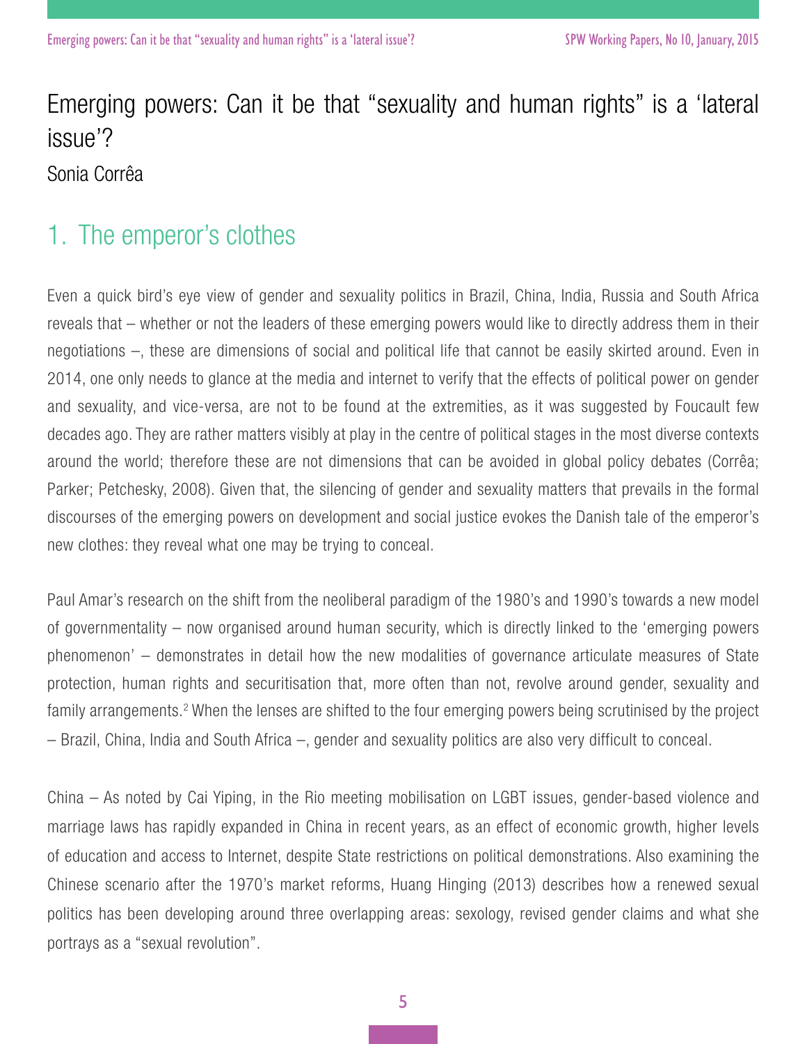# Emerging powers: Can it be that "sexuality and human rights" is a 'lateral issue'?

Sonia Corrêa

## 1. The emperor's clothes

Even a quick bird's eye view of gender and sexuality politics in Brazil, China, India, Russia and South Africa reveals that – whether or not the leaders of these emerging powers would like to directly address them in their negotiations –, these are dimensions of social and political life that cannot be easily skirted around. Even in 2014, one only needs to glance at the media and internet to verify that the effects of political power on gender and sexuality, and vice-versa, are not to be found at the extremities, as it was suggested by Foucault few decades ago. They are rather matters visibly at play in the centre of political stages in the most diverse contexts around the world; therefore these are not dimensions that can be avoided in global policy debates (Corrêa; Parker; Petchesky, 2008). Given that, the silencing of gender and sexuality matters that prevails in the formal discourses of the emerging powers on development and social justice evokes the Danish tale of the emperor's new clothes: they reveal what one may be trying to conceal.

Paul Amar's research on the shift from the neoliberal paradigm of the 1980's and 1990's towards a new model of governmentality – now organised around human security, which is directly linked to the 'emerging powers phenomenon' – demonstrates in detail how the new modalities of governance articulate measures of State protection, human rights and securitisation that, more often than not, revolve around gender, sexuality and family arrangements.[2] When the lenses are shifted to the four emerging powers being scrutinised by the project – Brazil, China, India and South Africa –, gender and sexuality politics are also very difficult to conceal.

China – As noted by Cai Yiping, in the Rio meeting mobilisation on LGBT issues, gender-based violence and marriage laws has rapidly expanded in China in recent years, as an effect of economic growth, higher levels of education and access to Internet, despite State restrictions on political demonstrations. Also examining the Chinese scenario after the 1970's market reforms, Huang Hinging (2013) describes how a renewed sexual politics has been developing around three overlapping areas: sexology, revised gender claims and what she portrays as a "sexual revolution".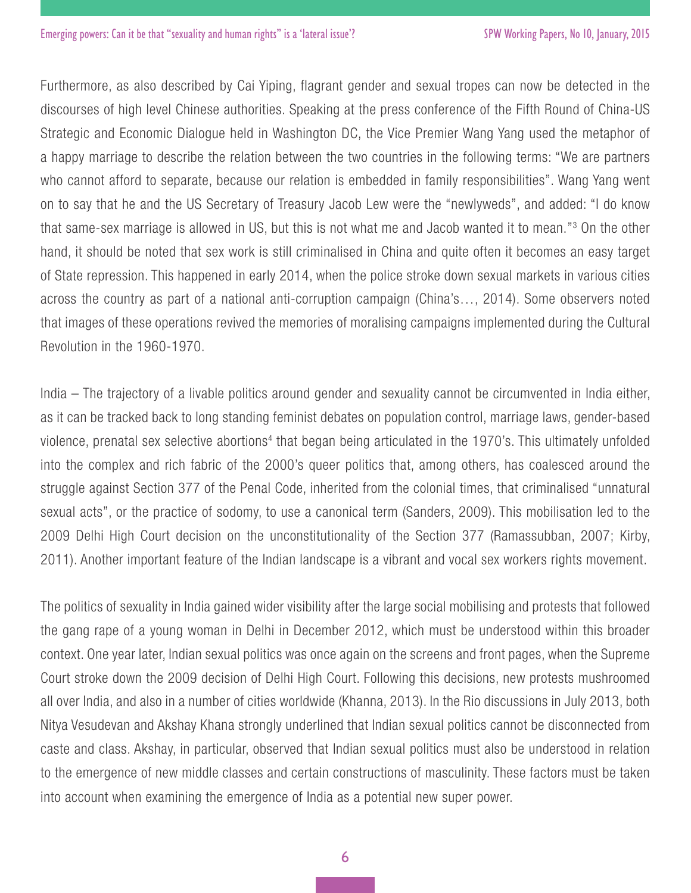Furthermore, as also described by Cai Yiping, flagrant gender and sexual tropes can now be detected in the discourses of high level Chinese authorities. Speaking at the press conference of the Fifth Round of China-US Strategic and Economic Dialogue held in Washington DC, the Vice Premier Wang Yang used the metaphor of a happy marriage to describe the relation between the two countries in the following terms: "We are partners who cannot afford to separate, because our relation is embedded in family responsibilities". Wang Yang went on to say that he and the US Secretary of Treasury Jacob Lew were the "newlyweds", and added: "I do know that same-sex marriage is allowed in US, but this is not what me and Jacob wanted it to mean."[3] On the other hand, it should be noted that sex work is still criminalised in China and quite often it becomes an easy target of State repression. This happened in early 2014, when the police stroke down sexual markets in various cities across the country as part of a national anti-corruption campaign (China's…, 2014). Some observers noted that images of these operations revived the memories of moralising campaigns implemented during the Cultural Revolution in the 1960-1970.

India – The trajectory of a livable politics around gender and sexuality cannot be circumvented in India either, as it can be tracked back to long standing feminist debates on population control, marriage laws, gender-based violence, prenatal sex selective abortions[4] that began being articulated in the 1970's. This ultimately unfolded into the complex and rich fabric of the 2000's queer politics that, among others, has coalesced around the struggle against Section 377 of the Penal Code, inherited from the colonial times, that criminalised "unnatural sexual acts", or the practice of sodomy, to use a canonical term (Sanders, 2009). This mobilisation led to the 2009 Delhi High Court decision on the unconstitutionality of the Section 377 (Ramassubban, 2007; Kirby, 2011). Another important feature of the Indian landscape is a vibrant and vocal sex workers rights movement.

The politics of sexuality in India gained wider visibility after the large social mobilising and protests that followed the gang rape of a young woman in Delhi in December 2012, which must be understood within this broader context. One year later, Indian sexual politics was once again on the screens and front pages, when the Supreme Court stroke down the 2009 decision of Delhi High Court. Following this decisions, new protests mushroomed all over India, and also in a number of cities worldwide (Khanna, 2013). In the Rio discussions in July 2013, both Nitya Vesudevan and Akshay Khana strongly underlined that Indian sexual politics cannot be disconnected from caste and class. Akshay, in particular, observed that Indian sexual politics must also be understood in relation to the emergence of new middle classes and certain constructions of masculinity. These factors must be taken into account when examining the emergence of India as a potential new super power.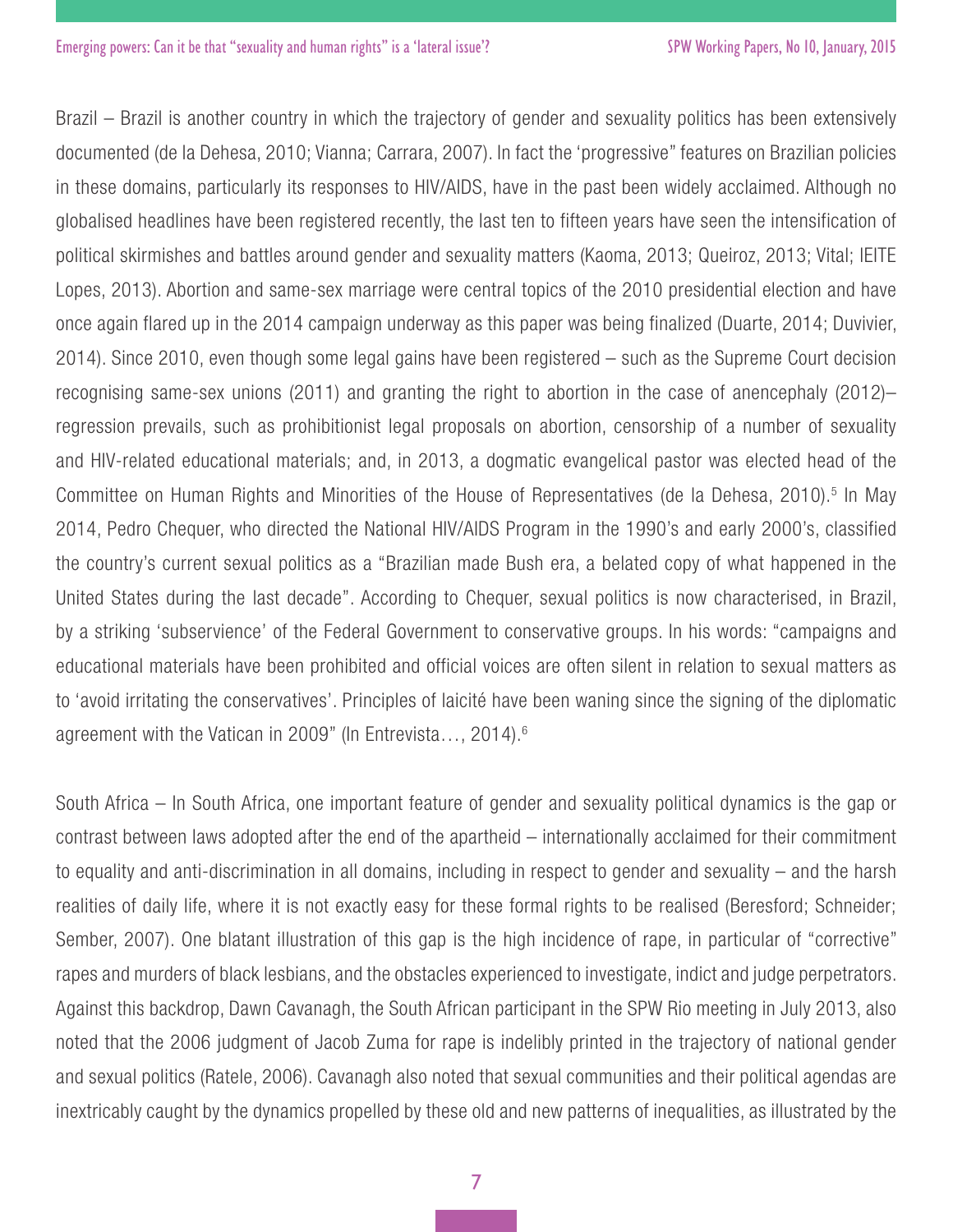Brazil – Brazil is another country in which the trajectory of gender and sexuality politics has been extensively documented (de la Dehesa, 2010; Vianna; Carrara, 2007). In fact the 'progressive" features on Brazilian policies in these domains, particularly its responses to HIV/AIDS, have in the past been widely acclaimed. Although no globalised headlines have been registered recently, the last ten to fifteen years have seen the intensification of political skirmishes and battles around gender and sexuality matters (Kaoma, 2013; Queiroz, 2013; Vital; lEITE Lopes, 2013). Abortion and same-sex marriage were central topics of the 2010 presidential election and have once again flared up in the 2014 campaign underway as this paper was being finalized (Duarte, 2014; Duvivier, 2014). Since 2010, even though some legal gains have been registered – such as the Supreme Court decision recognising same-sex unions (2011) and granting the right to abortion in the case of anencephaly (2012)– regression prevails, such as prohibitionist legal proposals on abortion, censorship of a number of sexuality and HIV-related educational materials; and, in 2013, a dogmatic evangelical pastor was elected head of the Committee on Human Rights and Minorities of the House of Representatives (de la Dehesa, 2010).[5] In May 2014, Pedro Chequer, who directed the National HIV/AIDS Program in the 1990's and early 2000's, classified the country's current sexual politics as a "Brazilian made Bush era, a belated copy of what happened in the United States during the last decade". According to Chequer, sexual politics is now characterised, in Brazil, by a striking 'subservience' of the Federal Government to conservative groups. In his words: "campaigns and educational materials have been prohibited and official voices are often silent in relation to sexual matters as to 'avoid irritating the conservatives'. Principles of laicité have been waning since the signing of the diplomatic agreement with the Vatican in 2009" (In Entrevista…, 2014).[6]

South Africa – In South Africa, one important feature of gender and sexuality political dynamics is the gap or contrast between laws adopted after the end of the apartheid – internationally acclaimed for their commitment to equality and anti-discrimination in all domains, including in respect to gender and sexuality – and the harsh realities of daily life, where it is not exactly easy for these formal rights to be realised (Beresford; Schneider; Sember, 2007). One blatant illustration of this gap is the high incidence of rape, in particular of "corrective" rapes and murders of black lesbians, and the obstacles experienced to investigate, indict and judge perpetrators. Against this backdrop, Dawn Cavanagh, the South African participant in the SPW Rio meeting in July 2013, also noted that the 2006 judgment of Jacob Zuma for rape is indelibly printed in the trajectory of national gender and sexual politics (Ratele, 2006). Cavanagh also noted that sexual communities and their political agendas are inextricably caught by the dynamics propelled by these old and new patterns of inequalities, as illustrated by the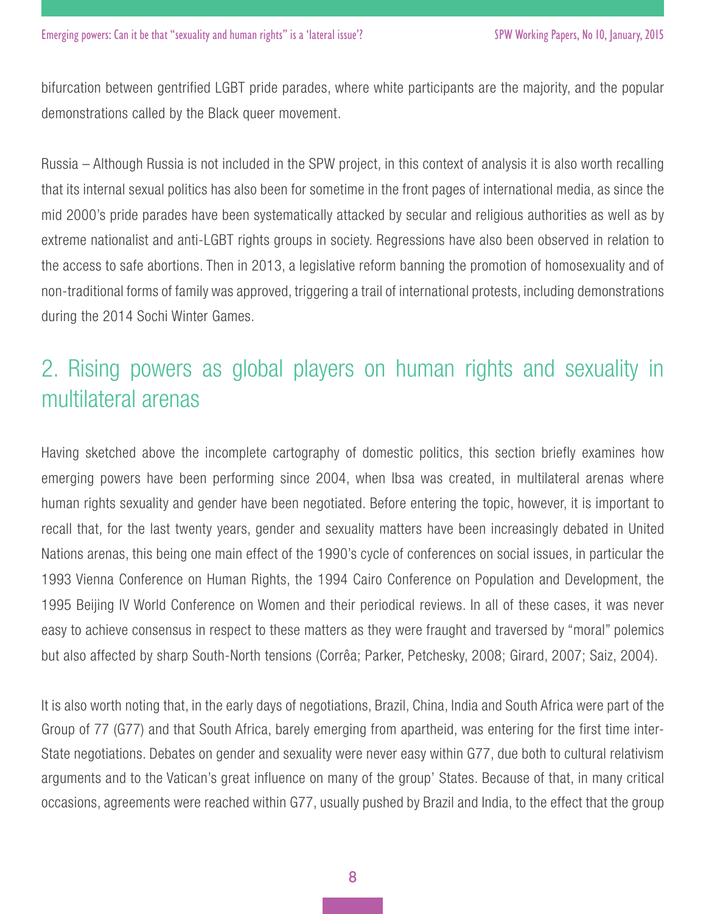bifurcation between gentrified LGBT pride parades, where white participants are the majority, and the popular demonstrations called by the Black queer movement.

Russia – Although Russia is not included in the SPW project, in this context of analysis it is also worth recalling that its internal sexual politics has also been for sometime in the front pages of international media, as since the mid 2000's pride parades have been systematically attacked by secular and religious authorities as well as by extreme nationalist and anti-LGBT rights groups in society. Regressions have also been observed in relation to the access to safe abortions. Then in 2013, a legislative reform banning the promotion of homosexuality and of non-traditional forms of family was approved, triggering a trail of international protests, including demonstrations during the 2014 Sochi Winter Games.

## 2. Rising powers as global players on human rights and sexuality in multilateral arenas

Having sketched above the incomplete cartography of domestic politics, this section briefly examines how emerging powers have been performing since 2004, when Ibsa was created, in multilateral arenas where human rights sexuality and gender have been negotiated. Before entering the topic, however, it is important to recall that, for the last twenty years, gender and sexuality matters have been increasingly debated in United Nations arenas, this being one main effect of the 1990's cycle of conferences on social issues, in particular the 1993 Vienna Conference on Human Rights, the 1994 Cairo Conference on Population and Development, the 1995 Beijing IV World Conference on Women and their periodical reviews. In all of these cases, it was never easy to achieve consensus in respect to these matters as they were fraught and traversed by "moral" polemics but also affected by sharp South-North tensions (Corrêa; Parker, Petchesky, 2008; Girard, 2007; Saiz, 2004).

It is also worth noting that, in the early days of negotiations, Brazil, China, India and South Africa were part of the Group of 77 (G77) and that South Africa, barely emerging from apartheid, was entering for the first time inter-State negotiations. Debates on gender and sexuality were never easy within G77, due both to cultural relativism arguments and to the Vatican's great influence on many of the group' States. Because of that, in many critical occasions, agreements were reached within G77, usually pushed by Brazil and India, to the effect that the group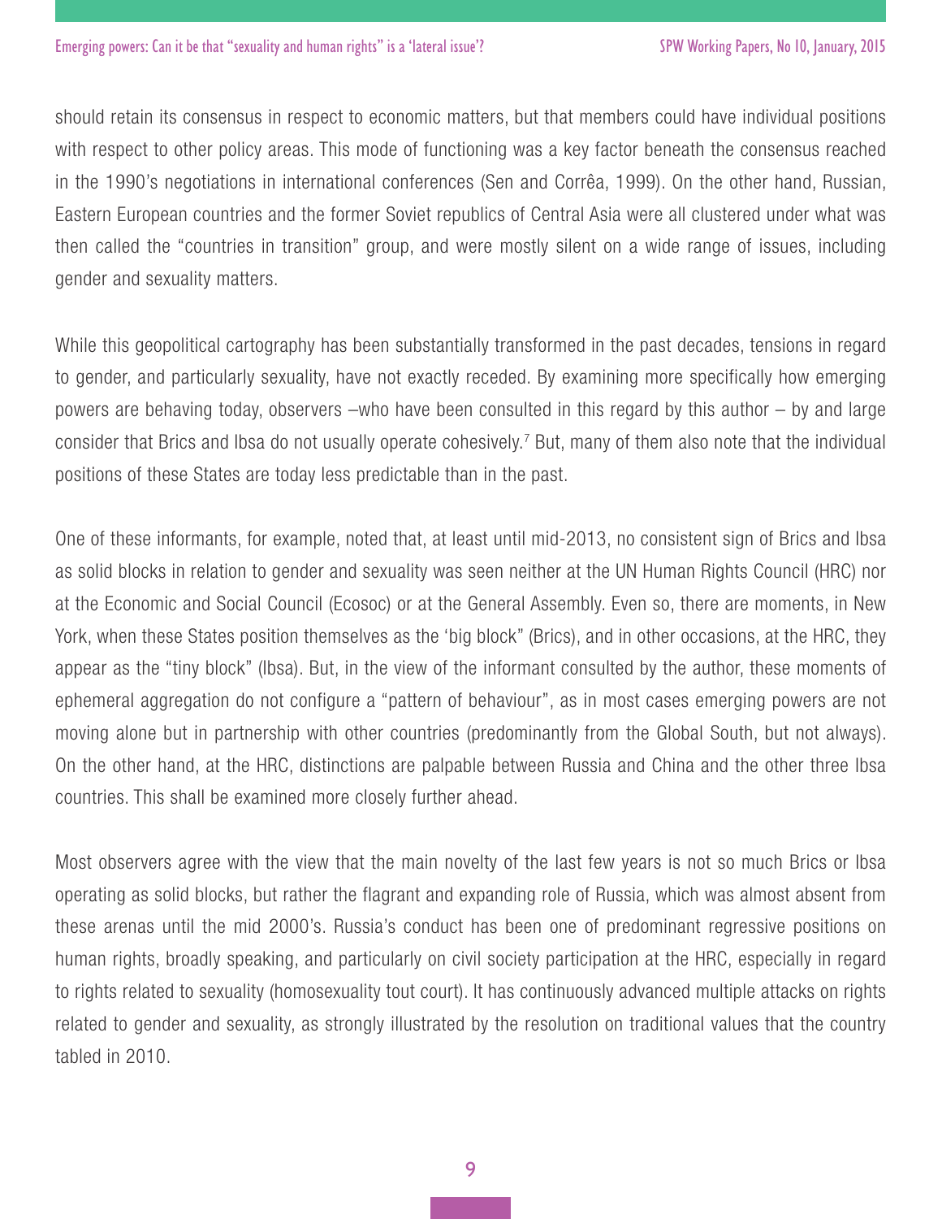should retain its consensus in respect to economic matters, but that members could have individual positions with respect to other policy areas. This mode of functioning was a key factor beneath the consensus reached in the 1990's negotiations in international conferences (Sen and Corrêa, 1999). On the other hand, Russian, Eastern European countries and the former Soviet republics of Central Asia were all clustered under what was then called the "countries in transition" group, and were mostly silent on a wide range of issues, including gender and sexuality matters.

While this geopolitical cartography has been substantially transformed in the past decades, tensions in regard to gender, and particularly sexuality, have not exactly receded. By examining more specifically how emerging powers are behaving today, observers –who have been consulted in this regard by this author – by and large consider that Brics and Ibsa do not usually operate cohesively.[7] But, many of them also note that the individual positions of these States are today less predictable than in the past.

One of these informants, for example, noted that, at least until mid-2013, no consistent sign of Brics and Ibsa as solid blocks in relation to gender and sexuality was seen neither at the UN Human Rights Council (HRC) nor at the Economic and Social Council (Ecosoc) or at the General Assembly. Even so, there are moments, in New York, when these States position themselves as the 'big block" (Brics), and in other occasions, at the HRC, they appear as the "tiny block" (Ibsa). But, in the view of the informant consulted by the author, these moments of ephemeral aggregation do not configure a "pattern of behaviour", as in most cases emerging powers are not moving alone but in partnership with other countries (predominantly from the Global South, but not always). On the other hand, at the HRC, distinctions are palpable between Russia and China and the other three Ibsa countries. This shall be examined more closely further ahead.

Most observers agree with the view that the main novelty of the last few years is not so much Brics or Ibsa operating as solid blocks, but rather the flagrant and expanding role of Russia, which was almost absent from these arenas until the mid 2000's. Russia's conduct has been one of predominant regressive positions on human rights, broadly speaking, and particularly on civil society participation at the HRC, especially in regard to rights related to sexuality (homosexuality tout court). It has continuously advanced multiple attacks on rights related to gender and sexuality, as strongly illustrated by the resolution on traditional values that the country tabled in 2010.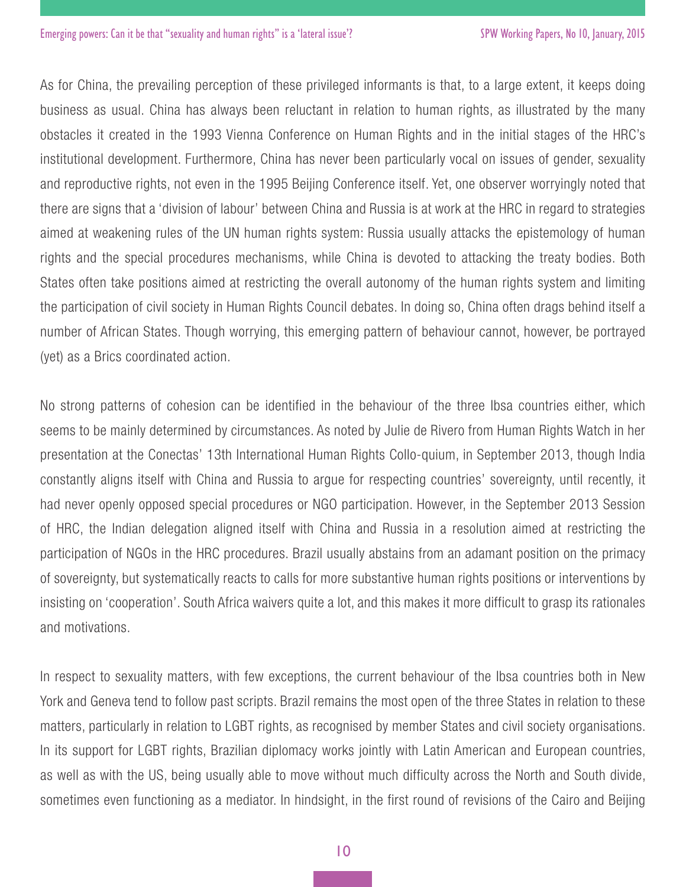As for China, the prevailing perception of these privileged informants is that, to a large extent, it keeps doing business as usual. China has always been reluctant in relation to human rights, as illustrated by the many obstacles it created in the 1993 Vienna Conference on Human Rights and in the initial stages of the HRC's institutional development. Furthermore, China has never been particularly vocal on issues of gender, sexuality and reproductive rights, not even in the 1995 Beijing Conference itself. Yet, one observer worryingly noted that there are signs that a 'division of labour' between China and Russia is at work at the HRC in regard to strategies aimed at weakening rules of the UN human rights system: Russia usually attacks the epistemology of human rights and the special procedures mechanisms, while China is devoted to attacking the treaty bodies. Both States often take positions aimed at restricting the overall autonomy of the human rights system and limiting the participation of civil society in Human Rights Council debates. In doing so, China often drags behind itself a number of African States. Though worrying, this emerging pattern of behaviour cannot, however, be portrayed (yet) as a Brics coordinated action.

No strong patterns of cohesion can be identified in the behaviour of the three Ibsa countries either, which seems to be mainly determined by circumstances. As noted by Julie de Rivero from Human Rights Watch in her presentation at the Conectas' 13th International Human Rights Collo-quium, in September 2013, though India constantly aligns itself with China and Russia to argue for respecting countries' sovereignty, until recently, it had never openly opposed special procedures or NGO participation. However, in the September 2013 Session of HRC, the Indian delegation aligned itself with China and Russia in a resolution aimed at restricting the participation of NGOs in the HRC procedures. Brazil usually abstains from an adamant position on the primacy of sovereignty, but systematically reacts to calls for more substantive human rights positions or interventions by insisting on 'cooperation'. South Africa waivers quite a lot, and this makes it more difficult to grasp its rationales and motivations.

In respect to sexuality matters, with few exceptions, the current behaviour of the Ibsa countries both in New York and Geneva tend to follow past scripts. Brazil remains the most open of the three States in relation to these matters, particularly in relation to LGBT rights, as recognised by member States and civil society organisations. In its support for LGBT rights, Brazilian diplomacy works jointly with Latin American and European countries, as well as with the US, being usually able to move without much difficulty across the North and South divide, sometimes even functioning as a mediator. In hindsight, in the first round of revisions of the Cairo and Beijing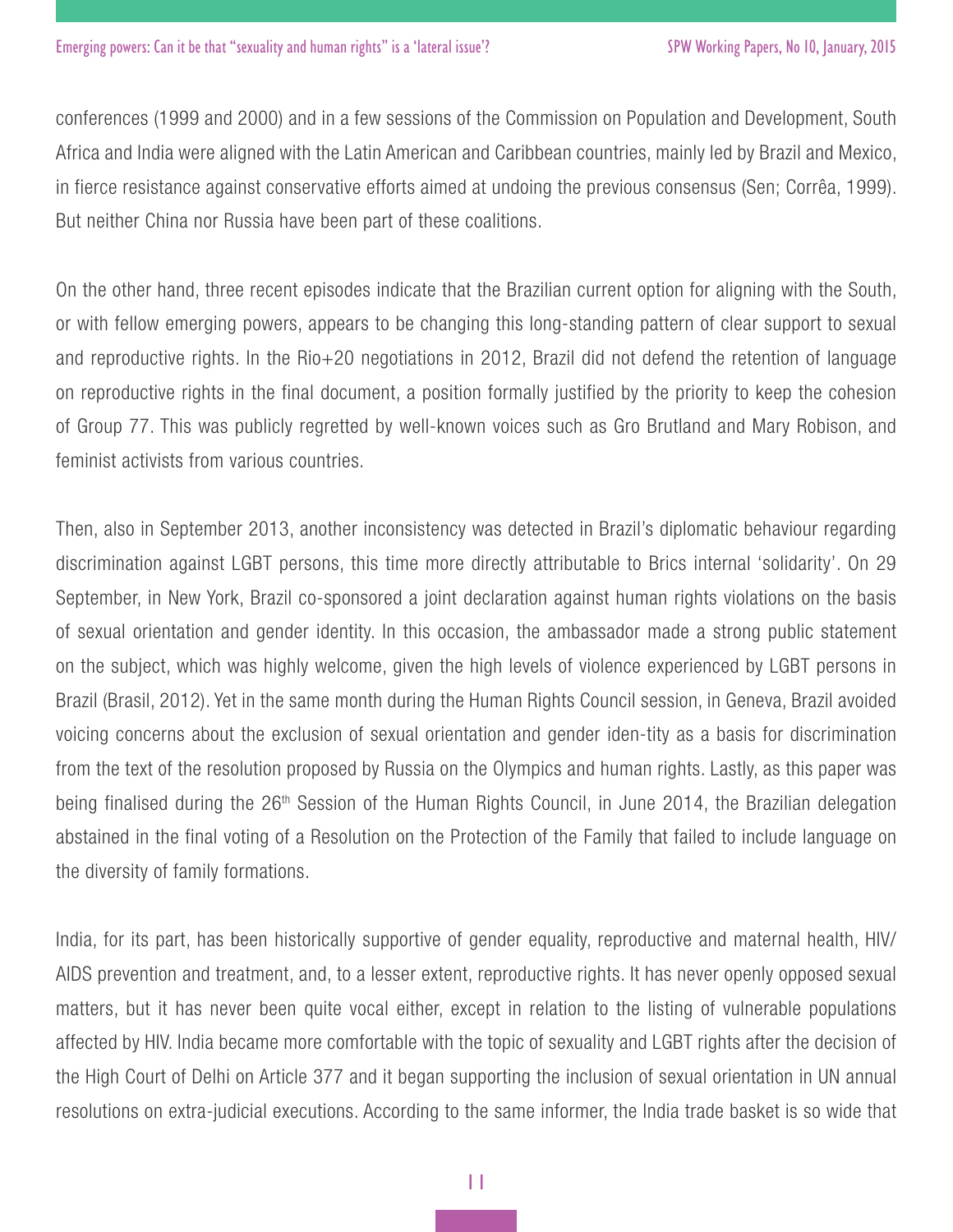conferences (1999 and 2000) and in a few sessions of the Commission on Population and Development, South Africa and India were aligned with the Latin American and Caribbean countries, mainly led by Brazil and Mexico, in fierce resistance against conservative efforts aimed at undoing the previous consensus (Sen; Corrêa, 1999). But neither China nor Russia have been part of these coalitions.

On the other hand, three recent episodes indicate that the Brazilian current option for aligning with the South, or with fellow emerging powers, appears to be changing this long-standing pattern of clear support to sexual and reproductive rights. In the Rio+20 negotiations in 2012, Brazil did not defend the retention of language on reproductive rights in the final document, a position formally justified by the priority to keep the cohesion of Group 77. This was publicly regretted by well-known voices such as Gro Brutland and Mary Robison, and feminist activists from various countries.

Then, also in September 2013, another inconsistency was detected in Brazil's diplomatic behaviour regarding discrimination against LGBT persons, this time more directly attributable to Brics internal 'solidarity'. On 29 September, in New York, Brazil co-sponsored a joint declaration against human rights violations on the basis of sexual orientation and gender identity. In this occasion, the ambassador made a strong public statement on the subject, which was highly welcome, given the high levels of violence experienced by LGBT persons in Brazil (Brasil, 2012). Yet in the same month during the Human Rights Council session, in Geneva, Brazil avoided voicing concerns about the exclusion of sexual orientation and gender iden-tity as a basis for discrimination from the text of the resolution proposed by Russia on the Olympics and human rights. Lastly, as this paper was being finalised during the 26th Session of the Human Rights Council, in June 2014, the Brazilian delegation abstained in the final voting of a Resolution on the Protection of the Family that failed to include language on the diversity of family formations.

India, for its part, has been historically supportive of gender equality, reproductive and maternal health, HIV/AIDS prevention and treatment, and, to a lesser extent, reproductive rights. It has never openly opposed sexual matters, but it has never been quite vocal either, except in relation to the listing of vulnerable populations affected by HIV. India became more comfortable with the topic of sexuality and LGBT rights after the decision of the High Court of Delhi on Article 377 and it began supporting the inclusion of sexual orientation in UN annual resolutions on extra-judicial executions. According to the same informer, the India trade basket is so wide that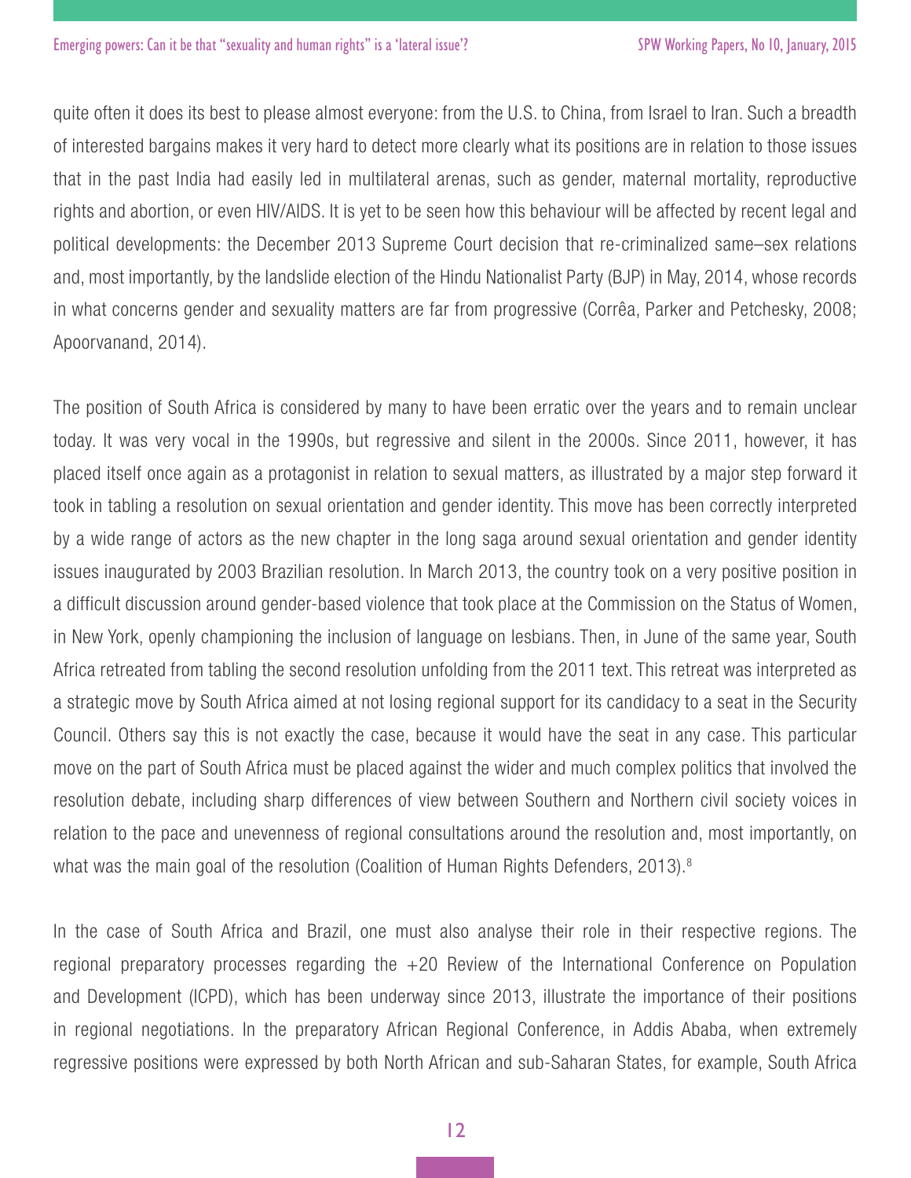quite often it does its best to please almost everyone: from the U.S. to China, from Israel to Iran. Such a breadth of interested bargains makes it very hard to detect more clearly what its positions are in relation to those issues that in the past India had easily led in multilateral arenas, such as gender, maternal mortality, reproductive rights and abortion, or even HIV/AIDS. It is yet to be seen how this behaviour will be affected by recent legal and political developments: the December 2013 Supreme Court decision that re-criminalized same–sex relations and, most importantly, by the landslide election of the Hindu Nationalist Party (BJP) in May, 2014, whose records in what concerns gender and sexuality matters are far from progressive (Corrêa, Parker and Petchesky, 2008; Apoorvanand, 2014).

The position of South Africa is considered by many to have been erratic over the years and to remain unclear today. It was very vocal in the 1990s, but regressive and silent in the 2000s. Since 2011, however, it has placed itself once again as a protagonist in relation to sexual matters, as illustrated by a major step forward it took in tabling a resolution on sexual orientation and gender identity. This move has been correctly interpreted by a wide range of actors as the new chapter in the long saga around sexual orientation and gender identity issues inaugurated by 2003 Brazilian resolution. In March 2013, the country took on a very positive position in a difficult discussion around gender-based violence that took place at the Commission on the Status of Women, in New York, openly championing the inclusion of language on lesbians. Then, in June of the same year, South Africa retreated from tabling the second resolution unfolding from the 2011 text. This retreat was interpreted as a strategic move by South Africa aimed at not losing regional support for its candidacy to a seat in the Security Council. Others say this is not exactly the case, because it would have the seat in any case. This particular move on the part of South Africa must be placed against the wider and much complex politics that involved the resolution debate, including sharp differences of view between Southern and Northern civil society voices in relation to the pace and unevenness of regional consultations around the resolution and, most importantly, on what was the main goal of the resolution (Coalition of Human Rights Defenders, 2013).[8]

In the case of South Africa and Brazil, one must also analyse their role in their respective regions. The regional preparatory processes regarding the +20 Review of the International Conference on Population and Development (ICPD), which has been underway since 2013, illustrate the importance of their positions in regional negotiations. In the preparatory African Regional Conference, in Addis Ababa, when extremely regressive positions were expressed by both North African and sub-Saharan States, for example, South Africa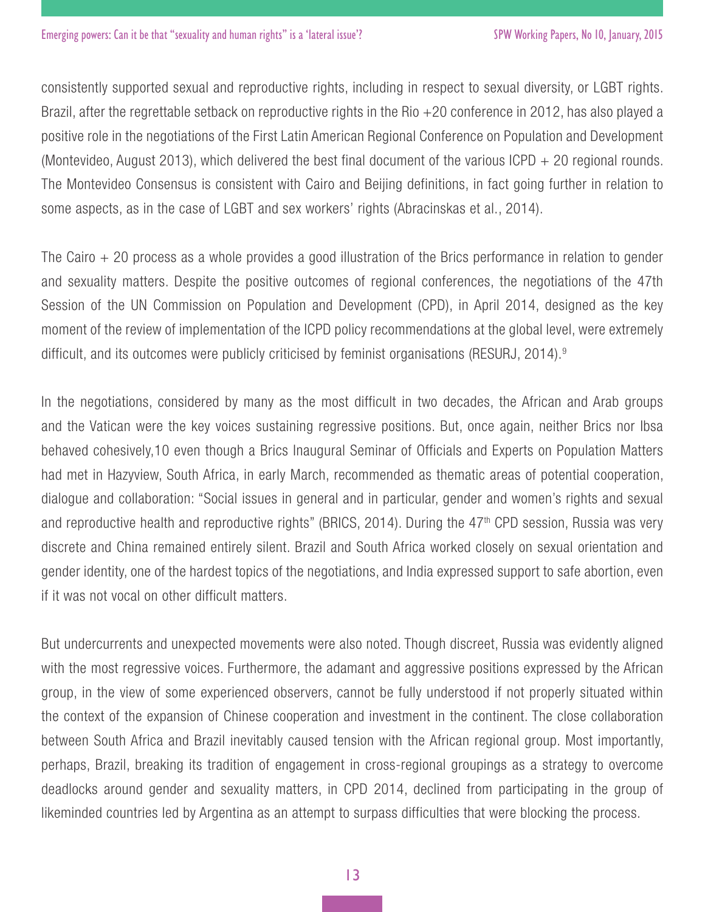consistently supported sexual and reproductive rights, including in respect to sexual diversity, or LGBT rights. Brazil, after the regrettable setback on reproductive rights in the Rio +20 conference in 2012, has also played a positive role in the negotiations of the First Latin American Regional Conference on Population and Development (Montevideo, August 2013), which delivered the best final document of the various ICPD + 20 regional rounds. The Montevideo Consensus is consistent with Cairo and Beijing definitions, in fact going further in relation to some aspects, as in the case of LGBT and sex workers' rights (Abracinskas et al., 2014).

The Cairo + 20 process as a whole provides a good illustration of the Brics performance in relation to gender and sexuality matters. Despite the positive outcomes of regional conferences, the negotiations of the 47th Session of the UN Commission on Population and Development (CPD), in April 2014, designed as the key moment of the review of implementation of the ICPD policy recommendations at the global level, were extremely difficult, and its outcomes were publicly criticised by feminist organisations (RESURJ, 2014).[9]

In the negotiations, considered by many as the most difficult in two decades, the African and Arab groups and the Vatican were the key voices sustaining regressive positions. But, once again, neither Brics nor Ibsa behaved cohesively,10 even though a Brics Inaugural Seminar of Officials and Experts on Population Matters had met in Hazyview, South Africa, in early March, recommended as thematic areas of potential cooperation, dialogue and collaboration: "Social issues in general and in particular, gender and women's rights and sexual and reproductive health and reproductive rights" (BRICS, 2014). During the 47th CPD session, Russia was very discrete and China remained entirely silent. Brazil and South Africa worked closely on sexual orientation and gender identity, one of the hardest topics of the negotiations, and India expressed support to safe abortion, even if it was not vocal on other difficult matters.

But undercurrents and unexpected movements were also noted. Though discreet, Russia was evidently aligned with the most regressive voices. Furthermore, the adamant and aggressive positions expressed by the African group, in the view of some experienced observers, cannot be fully understood if not properly situated within the context of the expansion of Chinese cooperation and investment in the continent. The close collaboration between South Africa and Brazil inevitably caused tension with the African regional group. Most importantly, perhaps, Brazil, breaking its tradition of engagement in cross-regional groupings as a strategy to overcome deadlocks around gender and sexuality matters, in CPD 2014, declined from participating in the group of likeminded countries led by Argentina as an attempt to surpass difficulties that were blocking the process.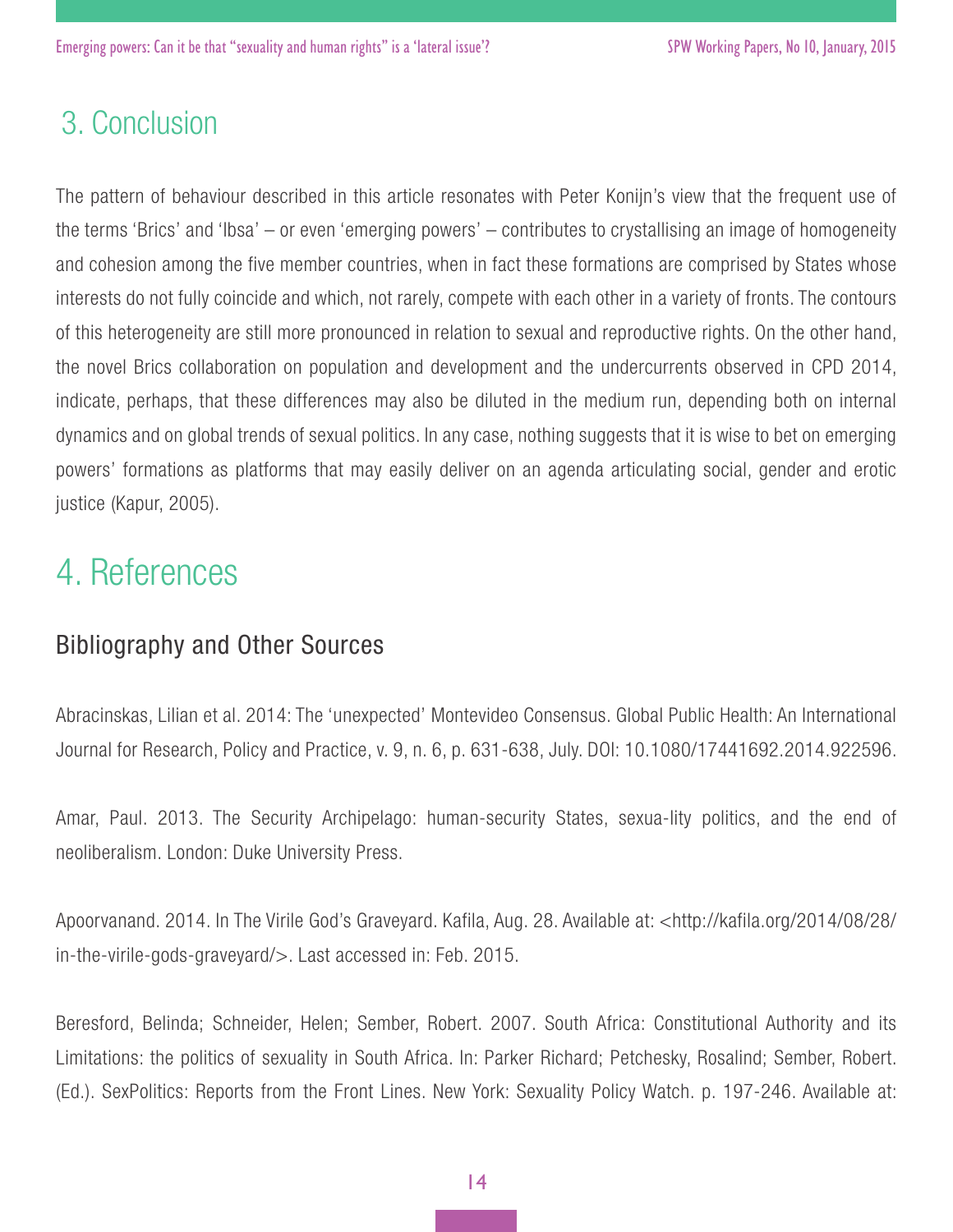## 3. Conclusion

The pattern of behaviour described in this article resonates with Peter Konijn's view that the frequent use of the terms 'Brics' and 'Ibsa' – or even 'emerging powers' – contributes to crystallising an image of homogeneity and cohesion among the five member countries, when in fact these formations are comprised by States whose interests do not fully coincide and which, not rarely, compete with each other in a variety of fronts. The contours of this heterogeneity are still more pronounced in relation to sexual and reproductive rights. On the other hand, the novel Brics collaboration on population and development and the undercurrents observed in CPD 2014, indicate, perhaps, that these differences may also be diluted in the medium run, depending both on internal dynamics and on global trends of sexual politics. In any case, nothing suggests that it is wise to bet on emerging powers' formations as platforms that may easily deliver on an agenda articulating social, gender and erotic justice (Kapur, 2005).

## 4. References

### Bibliography and Other Sources

Abracinskas, Lilian et al. 2014: The 'unexpected' Montevideo Consensus. Global Public Health: An International Journal for Research, Policy and Practice, v. 9, n. 6, p. 631-638, July. DOI: 10.1080/17441692.2014.922596.

Amar, Paul. 2013. The Security Archipelago: human-security States, sexua-lity politics, and the end of neoliberalism. London: Duke University Press.

Apoorvanand. 2014. In The Virile God's Graveyard. Kafila, Aug. 28. Available at: <http://kafila.org/2014/08/28/in-the-virile-gods-graveyard/>. Last accessed in: Feb. 2015.

Beresford, Belinda; Schneider, Helen; Sember, Robert. 2007. South Africa: Constitutional Authority and its Limitations: the politics of sexuality in South Africa. In: Parker Richard; Petchesky, Rosalind; Sember, Robert. (Ed.). SexPolitics: Reports from the Front Lines. New York: Sexuality Policy Watch. p. 197-246. Available at: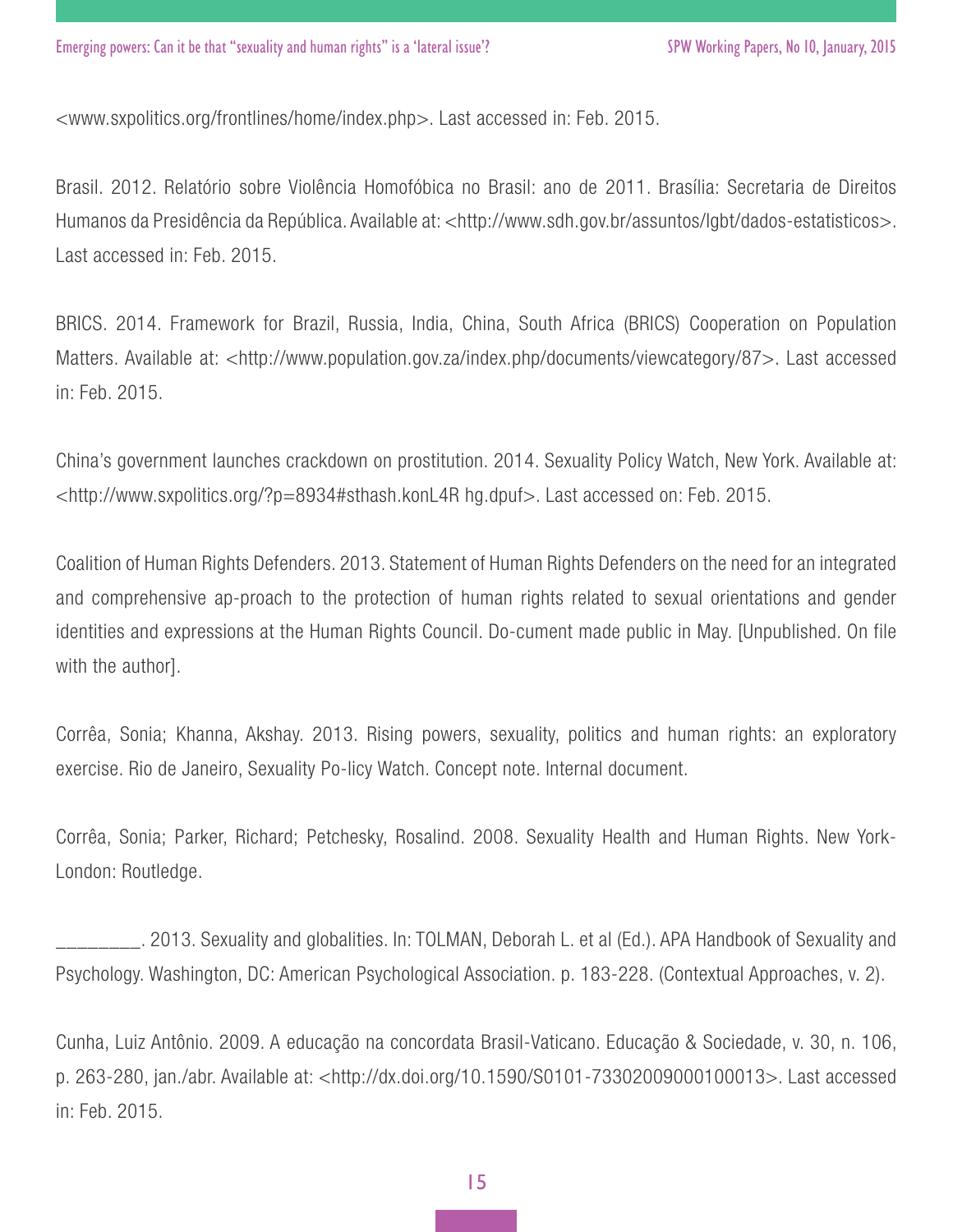<www.sxpolitics.org/frontlines/home/index.php>. Last accessed in: Feb. 2015.

Brasil. 2012. Relatório sobre Violência Homofóbica no Brasil: ano de 2011. Brasília: Secretaria de Direitos Humanos da Presidência da República. Available at: <http://www.sdh.gov.br/assuntos/lgbt/dados-estatisticos>. Last accessed in: Feb. 2015.

BRICS. 2014. Framework for Brazil, Russia, India, China, South Africa (BRICS) Cooperation on Population Matters. Available at: <http://www.population.gov.za/index.php/documents/viewcategory/87>. Last accessed in: Feb. 2015.

China's government launches crackdown on prostitution. 2014. Sexuality Policy Watch, New York. Available at: <http://www.sxpolitics.org/?p=8934#sthash.konL4R hg.dpuf>. Last accessed on: Feb. 2015.

Coalition of Human Rights Defenders. 2013. Statement of Human Rights Defenders on the need for an integrated and comprehensive ap-proach to the protection of human rights related to sexual orientations and gender identities and expressions at the Human Rights Council. Do-cument made public in May. [Unpublished. On file with the author].

Corrêa, Sonia; Khanna, Akshay. 2013. Rising powers, sexuality, politics and human rights: an exploratory exercise. Rio de Janeiro, Sexuality Po-licy Watch. Concept note. Internal document.

Corrêa, Sonia; Parker, Richard; Petchesky, Rosalind. 2008. Sexuality Health and Human Rights. New York-London: Routledge.

________. 2013. Sexuality and globalities. In: TOLMAN, Deborah L. et al (Ed.). APA Handbook of Sexuality and Psychology. Washington, DC: American Psychological Association. p. 183-228. (Contextual Approaches, v. 2).

Cunha, Luiz Antônio. 2009. A educação na concordata Brasil-Vaticano. Educação & Sociedade, v. 30, n. 106, p. 263-280, jan./abr. Available at: <http://dx.doi.org/10.1590/S0101-73302009000100013>. Last accessed in: Feb. 2015.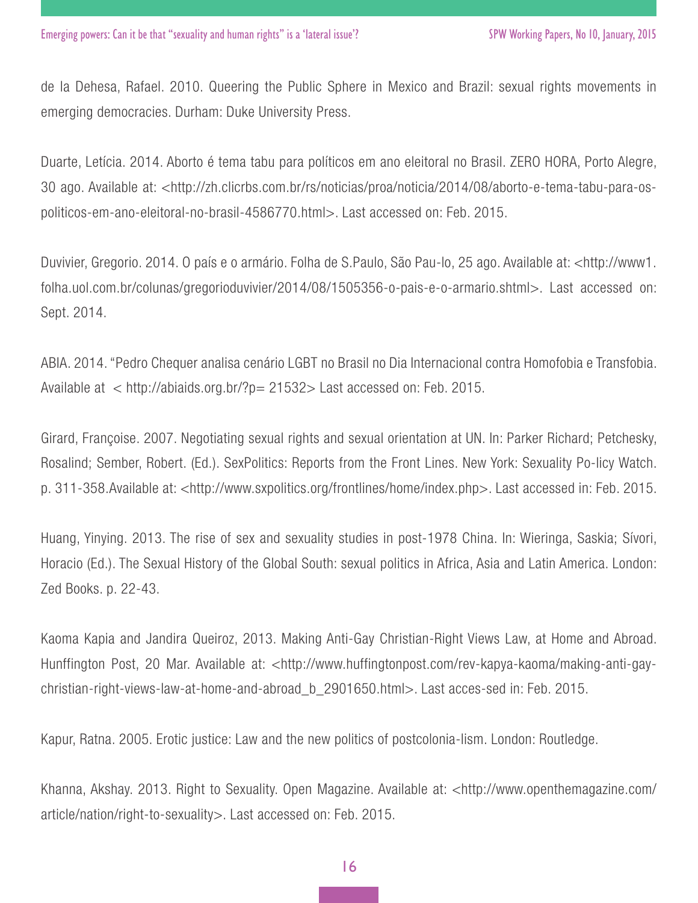de la Dehesa, Rafael. 2010. Queering the Public Sphere in Mexico and Brazil: sexual rights movements in emerging democracies. Durham: Duke University Press.

Duarte, Letícia. 2014. Aborto é tema tabu para políticos em ano eleitoral no Brasil. ZERO HORA, Porto Alegre, 30 ago. Available at: <http://zh.clicrbs.com.br/rs/noticias/proa/noticia/2014/08/aborto-e-tema-tabu-para-os-politicos-em-ano-eleitoral-no-brasil-4586770.html>. Last accessed on: Feb. 2015.

Duvivier, Gregorio. 2014. O país e o armário. Folha de S.Paulo, São Pau-lo, 25 ago. Available at: <http://www1.folha.uol.com.br/colunas/gregorioduvivier/2014/08/1505356-o-pais-e-o-armario.shtml>. Last accessed on: Sept. 2014.

ABIA. 2014. "Pedro Chequer analisa cenário LGBT no Brasil no Dia Internacional contra Homofobia e Transfobia. Available at < http://abiaids.org.br/?p= 21532> Last accessed on: Feb. 2015.

Girard, Françoise. 2007. Negotiating sexual rights and sexual orientation at UN. In: Parker Richard; Petchesky, Rosalind; Sember, Robert. (Ed.). SexPolitics: Reports from the Front Lines. New York: Sexuality Po-licy Watch. p. 311-358.Available at: <http://www.sxpolitics.org/frontlines/home/index.php>. Last accessed in: Feb. 2015.

Huang, Yinying. 2013. The rise of sex and sexuality studies in post-1978 China. In: Wieringa, Saskia; Sívori, Horacio (Ed.). The Sexual History of the Global South: sexual politics in Africa, Asia and Latin America. London: Zed Books. p. 22-43.

Kaoma Kapia and Jandira Queiroz, 2013. Making Anti-Gay Christian-Right Views Law, at Home and Abroad. Hunffington Post, 20 Mar. Available at: <http://www.huffingtonpost.com/rev-kapya-kaoma/making-anti-gay-christian-right-views-law-at-home-and-abroad_b_2901650.html>. Last acces-sed in: Feb. 2015.

Kapur, Ratna. 2005. Erotic justice: Law and the new politics of postcolonia-lism. London: Routledge.

Khanna, Akshay. 2013. Right to Sexuality. Open Magazine. Available at: <http://www.openthemagazine.com/article/nation/right-to-sexuality>. Last accessed on: Feb. 2015.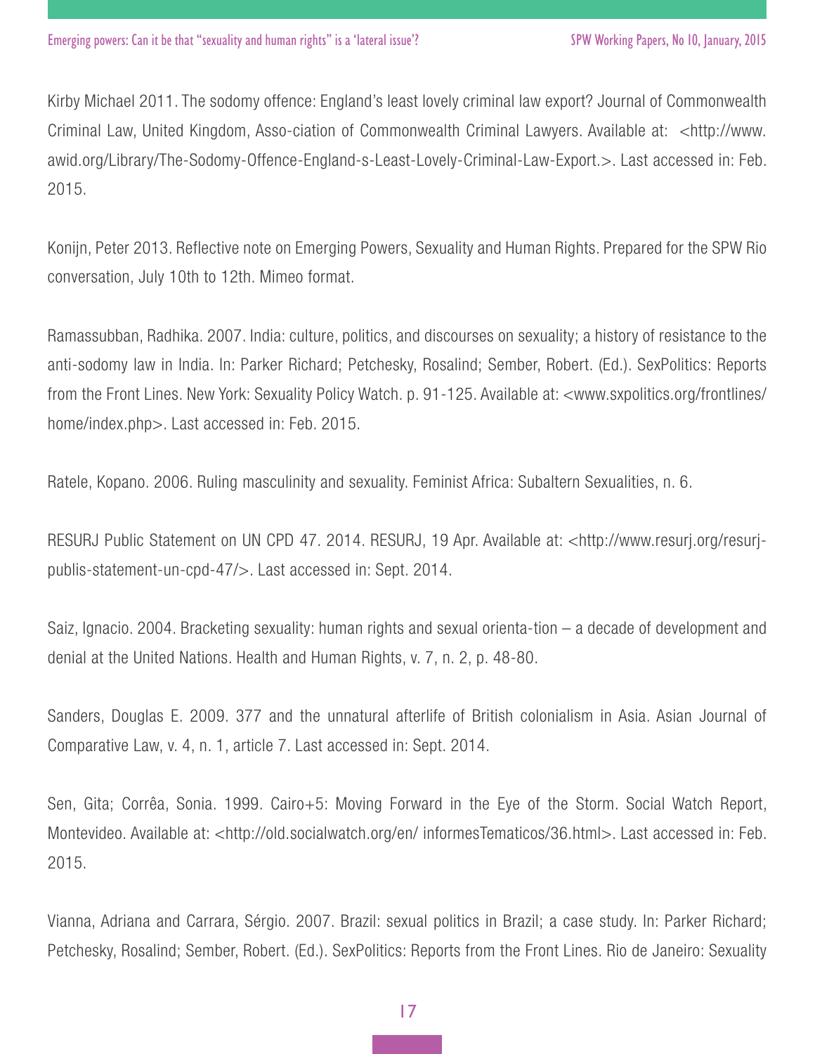Kirby Michael 2011. The sodomy offence: England's least lovely criminal law export? Journal of Commonwealth Criminal Law, United Kingdom, Asso-ciation of Commonwealth Criminal Lawyers. Available at: <http://www.awid.org/Library/The-Sodomy-Offence-England-s-Least-Lovely-Criminal-Law-Export.>. Last accessed in: Feb. 2015.

Konijn, Peter 2013. Reflective note on Emerging Powers, Sexuality and Human Rights. Prepared for the SPW Rio conversation, July 10th to 12th. Mimeo format.

Ramassubban, Radhika. 2007. India: culture, politics, and discourses on sexuality; a history of resistance to the anti-sodomy law in India. In: Parker Richard; Petchesky, Rosalind; Sember, Robert. (Ed.). SexPolitics: Reports from the Front Lines. New York: Sexuality Policy Watch. p. 91-125. Available at: <www.sxpolitics.org/frontlines/home/index.php>. Last accessed in: Feb. 2015.

Ratele, Kopano. 2006. Ruling masculinity and sexuality. Feminist Africa: Subaltern Sexualities, n. 6.

RESURJ Public Statement on UN CPD 47. 2014. RESURJ, 19 Apr. Available at: <http://www.resurj.org/resurj-publis-statement-un-cpd-47/>. Last accessed in: Sept. 2014.

Saiz, Ignacio. 2004. Bracketing sexuality: human rights and sexual orienta-tion – a decade of development and denial at the United Nations. Health and Human Rights, v. 7, n. 2, p. 48-80.

Sanders, Douglas E. 2009. 377 and the unnatural afterlife of British colonialism in Asia. Asian Journal of Comparative Law, v. 4, n. 1, article 7. Last accessed in: Sept. 2014.

Sen, Gita; Corrêa, Sonia. 1999. Cairo+5: Moving Forward in the Eye of the Storm. Social Watch Report, Montevideo. Available at: <http://old.socialwatch.org/en/ informesTematicos/36.html>. Last accessed in: Feb. 2015.

Vianna, Adriana and Carrara, Sérgio. 2007. Brazil: sexual politics in Brazil; a case study. In: Parker Richard; Petchesky, Rosalind; Sember, Robert. (Ed.). SexPolitics: Reports from the Front Lines. Rio de Janeiro: Sexuality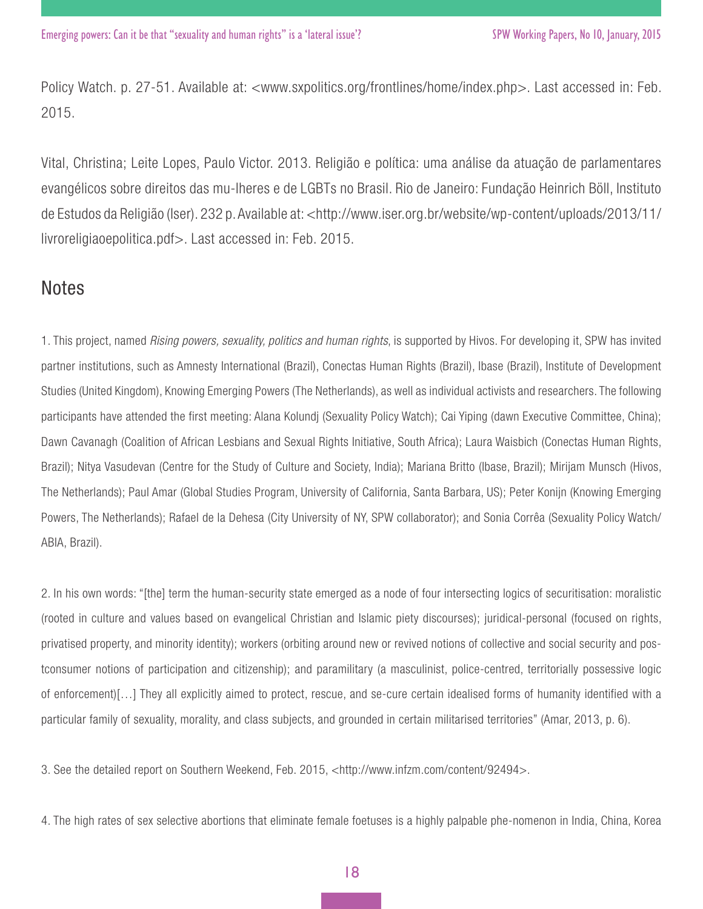Policy Watch. p. 27-51. Available at: <www.sxpolitics.org/frontlines/home/index.php>. Last accessed in: Feb. 2015.

Vital, Christina; Leite Lopes, Paulo Victor. 2013. Religião e política: uma análise da atuação de parlamentares evangélicos sobre direitos das mu-lheres e de LGBTs no Brasil. Rio de Janeiro: Fundação Heinrich Böll, Instituto de Estudos da Religião (Iser). 232 p. Available at: <http://www.iser.org.br/website/wp-content/uploads/2013/11/livroreligiaoepolitica.pdf>. Last accessed in: Feb. 2015.

## Notes

1. This project, named *Rising powers, sexuality, politics and human rights*, is supported by Hivos. For developing it, SPW has invited partner institutions, such as Amnesty International (Brazil), Conectas Human Rights (Brazil), Ibase (Brazil), Institute of Development Studies (United Kingdom), Knowing Emerging Powers (The Netherlands), as well as individual activists and researchers. The following participants have attended the first meeting: Alana Kolundj (Sexuality Policy Watch); Cai Yiping (dawn Executive Committee, China); Dawn Cavanagh (Coalition of African Lesbians and Sexual Rights Initiative, South Africa); Laura Waisbich (Conectas Human Rights, Brazil); Nitya Vasudevan (Centre for the Study of Culture and Society, India); Mariana Britto (Ibase, Brazil); Mirijam Munsch (Hivos, The Netherlands); Paul Amar (Global Studies Program, University of California, Santa Barbara, US); Peter Konijn (Knowing Emerging Powers, The Netherlands); Rafael de la Dehesa (City University of NY, SPW collaborator); and Sonia Corrêa (Sexuality Policy Watch/ABIA, Brazil).

2. In his own words: "[the] term the human-security state emerged as a node of four intersecting logics of securitisation: moralistic (rooted in culture and values based on evangelical Christian and Islamic piety discourses); juridical-personal (focused on rights, privatised property, and minority identity); workers (orbiting around new or revived notions of collective and social security and pos-tconsumer notions of participation and citizenship); and paramilitary (a masculinist, police-centred, territorially possessive logic of enforcement)[…] They all explicitly aimed to protect, rescue, and se-cure certain idealised forms of humanity identified with a particular family of sexuality, morality, and class subjects, and grounded in certain militarised territories" (Amar, 2013, p. 6).

3. See the detailed report on Southern Weekend, Feb. 2015, <http://www.infzm.com/content/92494>.

4. The high rates of sex selective abortions that eliminate female foetuses is a highly palpable phe-nomenon in India, China, Korea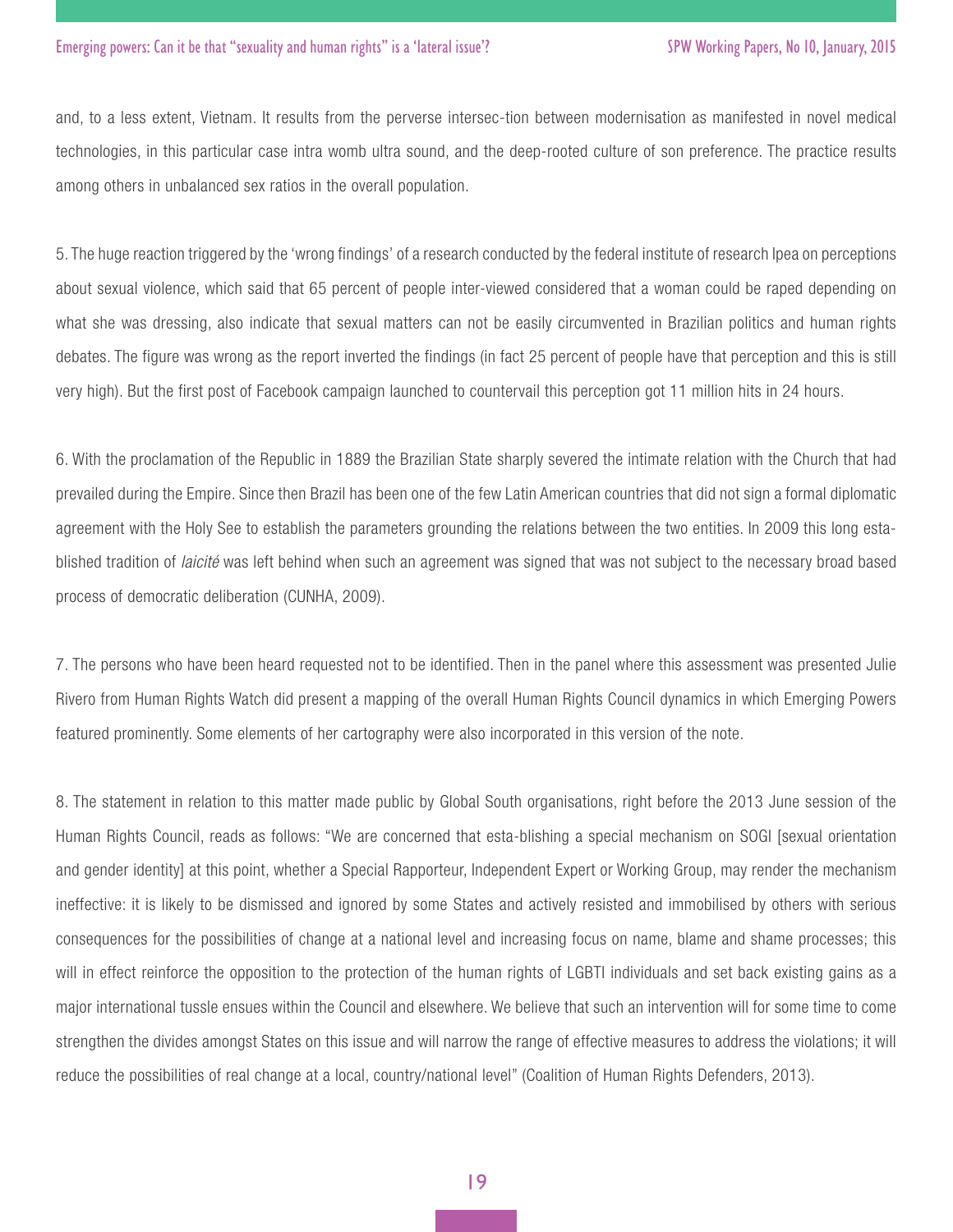and, to a less extent, Vietnam. It results from the perverse intersec-tion between modernisation as manifested in novel medical technologies, in this particular case intra womb ultra sound, and the deep-rooted culture of son preference. The practice results among others in unbalanced sex ratios in the overall population.

5. The huge reaction triggered by the 'wrong findings' of a research conducted by the federal institute of research Ipea on perceptions about sexual violence, which said that 65 percent of people inter-viewed considered that a woman could be raped depending on what she was dressing, also indicate that sexual matters can not be easily circumvented in Brazilian politics and human rights debates. The figure was wrong as the report inverted the findings (in fact 25 percent of people have that perception and this is still very high). But the first post of Facebook campaign launched to countervail this perception got 11 million hits in 24 hours.

6. With the proclamation of the Republic in 1889 the Brazilian State sharply severed the intimate relation with the Church that had prevailed during the Empire. Since then Brazil has been one of the few Latin American countries that did not sign a formal diplomatic agreement with the Holy See to establish the parameters grounding the relations between the two entities. In 2009 this long established tradition of *laicité* was left behind when such an agreement was signed that was not subject to the necessary broad based process of democratic deliberation (CUNHA, 2009).

7. The persons who have been heard requested not to be identified. Then in the panel where this assessment was presented Julie Rivero from Human Rights Watch did present a mapping of the overall Human Rights Council dynamics in which Emerging Powers featured prominently. Some elements of her cartography were also incorporated in this version of the note.

8. The statement in relation to this matter made public by Global South organisations, right before the 2013 June session of the Human Rights Council, reads as follows: "We are concerned that esta-blishing a special mechanism on SOGI [sexual orientation and gender identity] at this point, whether a Special Rapporteur, Independent Expert or Working Group, may render the mechanism ineffective: it is likely to be dismissed and ignored by some States and actively resisted and immobilised by others with serious consequences for the possibilities of change at a national level and increasing focus on name, blame and shame processes; this will in effect reinforce the opposition to the protection of the human rights of LGBTI individuals and set back existing gains as a major international tussle ensues within the Council and elsewhere. We believe that such an intervention will for some time to come strengthen the divides amongst States on this issue and will narrow the range of effective measures to address the violations; it will reduce the possibilities of real change at a local, country/national level" (Coalition of Human Rights Defenders, 2013).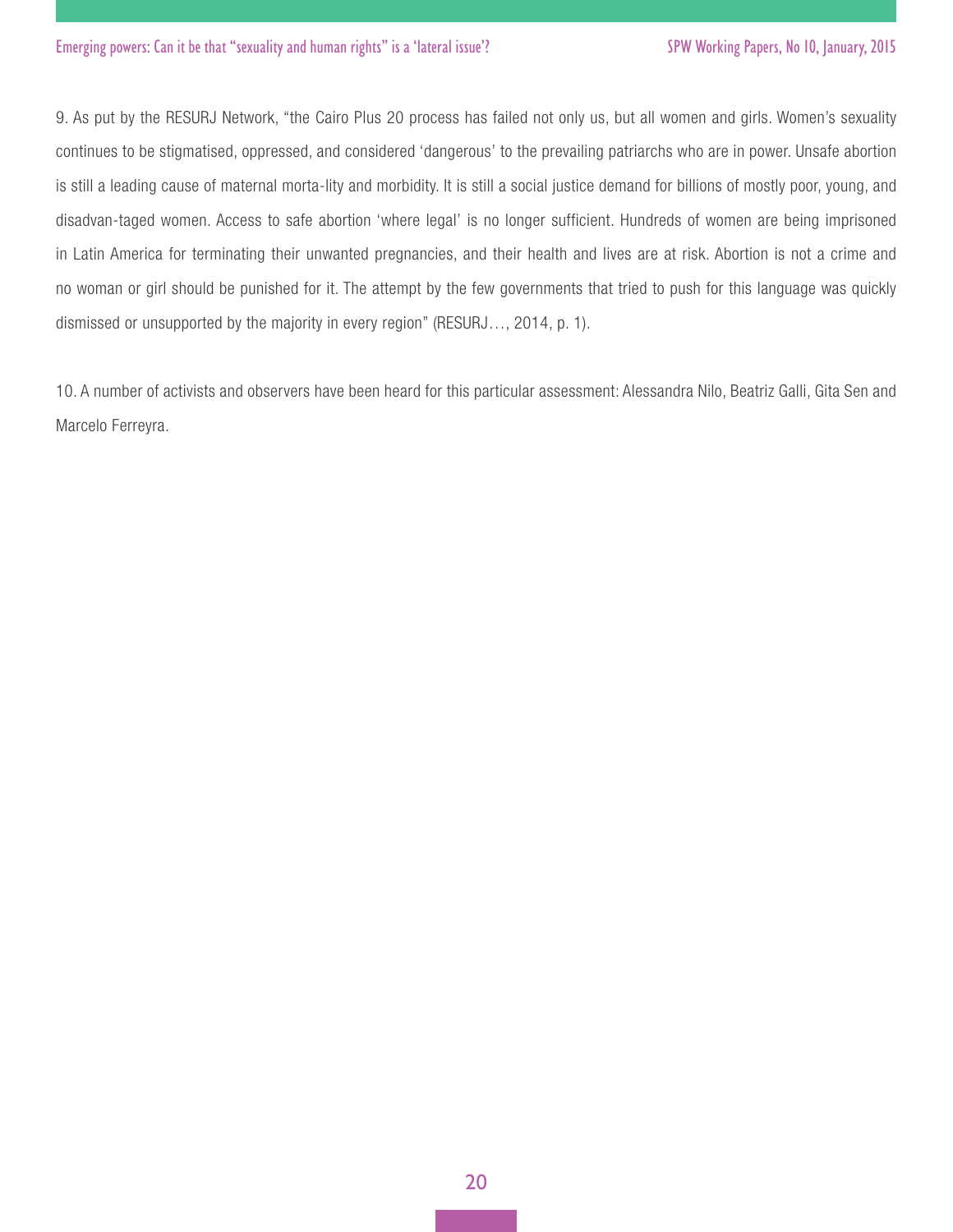9. As put by the RESURJ Network, "the Cairo Plus 20 process has failed not only us, but all women and girls. Women's sexuality continues to be stigmatised, oppressed, and considered 'dangerous' to the prevailing patriarchs who are in power. Unsafe abortion is still a leading cause of maternal morta-lity and morbidity. It is still a social justice demand for billions of mostly poor, young, and disadvan-taged women. Access to safe abortion 'where legal' is no longer sufficient. Hundreds of women are being imprisoned in Latin America for terminating their unwanted pregnancies, and their health and lives are at risk. Abortion is not a crime and no woman or girl should be punished for it. The attempt by the few governments that tried to push for this language was quickly dismissed or unsupported by the majority in every region" (RESURJ…, 2014, p. 1).

10. A number of activists and observers have been heard for this particular assessment: Alessandra Nilo, Beatriz Galli, Gita Sen and Marcelo Ferreyra.